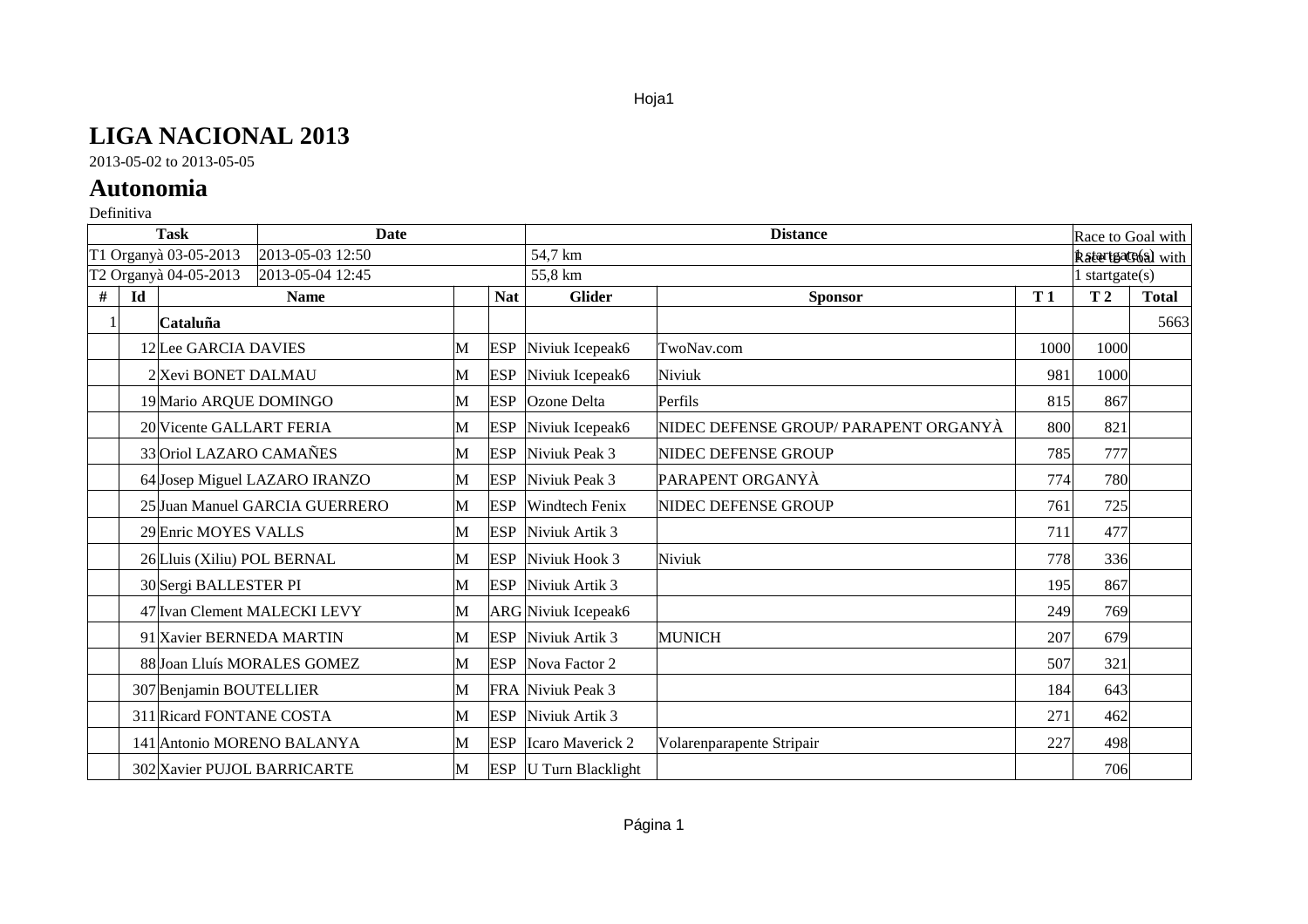# LIGA NACIONAL 2013

2013-05-02 to 2013-05-05

## Autonomia

Definitiva

| Task | Date | | | | Distance | | | Race to Goal with | |
|---|---|---|---|---|---|---|---|---|---|
| T1 Organyà 03-05-2013 | 2013-05-03 12:50 | | | | 54,7 km | | | Race to Goal with 1 startgate(s) | |
| T2 Organyà 04-05-2013 | 2013-05-04 12:45 | | | | 55,8 km | | | 1 startgate(s) | |

| # | Id | Name | | Nat | Glider | Sponsor | T 1 | T 2 | Total |
|---|---|---|---|---|---|---|---|---|---|
| 1 | | **Cataluña** | | | | | | | 5663 |
| | 12 | Lee GARCIA DAVIES | M | ESP | Niviuk Icepeak6 | TwoNav.com | 1000 | 1000 | |
| | 2 | Xevi BONET DALMAU | M | ESP | Niviuk Icepeak6 | Niviuk | 981 | 1000 | |
| | 19 | Mario ARQUE DOMINGO | M | ESP | Ozone Delta | Perfils | 815 | 867 | |
| | 20 | Vicente GALLART FERIA | M | ESP | Niviuk Icepeak6 | NIDEC DEFENSE GROUP/ PARAPENT ORGANYÀ | 800 | 821 | |
| | 33 | Oriol LAZARO CAMAÑES | M | ESP | Niviuk Peak 3 | NIDEC DEFENSE GROUP | 785 | 777 | |
| | 64 | Josep Miguel LAZARO IRANZO | M | ESP | Niviuk Peak 3 | PARAPENT ORGANYÀ | 774 | 780 | |
| | 25 | Juan Manuel GARCIA GUERRERO | M | ESP | Windtech Fenix | NIDEC DEFENSE GROUP | 761 | 725 | |
| | 29 | Enric MOYES VALLS | M | ESP | Niviuk Artik 3 | | 711 | 477 | |
| | 26 | Lluis (Xiliu) POL BERNAL | M | ESP | Niviuk Hook 3 | Niviuk | 778 | 336 | |
| | 30 | Sergi BALLESTER PI | M | ESP | Niviuk Artik 3 | | 195 | 867 | |
| | 47 | Ivan Clement MALECKI LEVY | M | ARG | Niviuk Icepeak6 | | 249 | 769 | |
| | 91 | Xavier BERNEDA MARTIN | M | ESP | Niviuk Artik 3 | MUNICH | 207 | 679 | |
| | 88 | Joan Lluís MORALES GOMEZ | M | ESP | Nova Factor 2 | | 507 | 321 | |
| | 307 | Benjamin BOUTELLIER | M | FRA | Niviuk Peak 3 | | 184 | 643 | |
| | 311 | Ricard FONTANE COSTA | M | ESP | Niviuk Artik 3 | | 271 | 462 | |
| | 141 | Antonio MORENO BALANYA | M | ESP | Icaro Maverick 2 | Volarenparapente Stripair | 227 | 498 | |
| | 302 | Xavier PUJOL BARRICARTE | M | ESP | U Turn Blacklight | | | 706 | |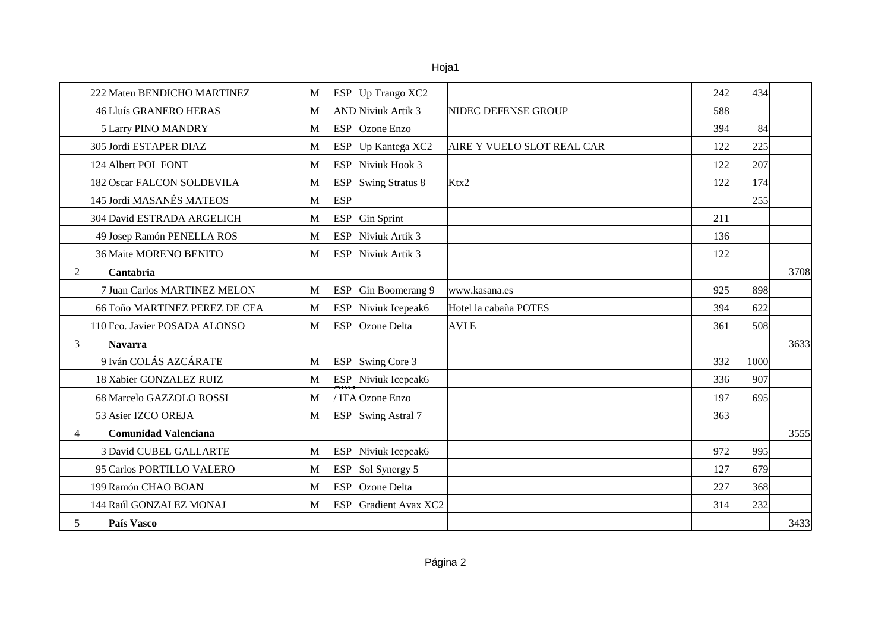|  |  |  |  |  |  |  |  |  |  |
|---|---|---|---|---|---|---|---|---|---|
|  | 222 | Mateu BENDICHO MARTINEZ | M | ESP | Up Trango XC2 |  | 242 | 434 |  |
|  | 46 | Lluís GRANERO HERAS | M | AND | Niviuk Artik 3 | NIDEC DEFENSE GROUP | 588 |  |  |
|  | 5 | Larry PINO MANDRY | M | ESP | Ozone Enzo |  | 394 | 84 |  |
|  | 305 | Jordi ESTAPER DIAZ | M | ESP | Up Kantega XC2 | AIRE Y VUELO SLOT REAL CAR | 122 | 225 |  |
|  | 124 | Albert POL FONT | M | ESP | Niviuk Hook 3 |  | 122 | 207 |  |
|  | 182 | Oscar FALCON SOLDEVILA | M | ESP | Swing Stratus 8 | Ktx2 | 122 | 174 |  |
|  | 145 | Jordi MASANÉS MATEOS | M | ESP |  |  |  | 255 |  |
|  | 304 | David ESTRADA ARGELICH | M | ESP | Gin Sprint |  | 211 |  |  |
|  | 49 | Josep Ramón PENELLA ROS | M | ESP | Niviuk Artik 3 |  | 136 |  |  |
|  | 36 | Maite MORENO BENITO | M | ESP | Niviuk Artik 3 |  | 122 |  |  |
| 2 |  | **Cantabria** |  |  |  |  |  |  | 3708 |
|  | 7 | Juan Carlos MARTINEZ MELON | M | ESP | Gin Boomerang 9 | www.kasana.es | 925 | 898 |  |
|  | 66 | Toño MARTINEZ PEREZ DE CEA | M | ESP | Niviuk Icepeak6 | Hotel la cabaña POTES | 394 | 622 |  |
|  | 110 | Fco. Javier POSADA ALONSO | M | ESP | Ozone Delta | AVLE | 361 | 508 |  |
| 3 |  | **Navarra** |  |  |  |  |  |  | 3633 |
|  | 9 | Iván COLÁS AZCÁRATE | M | ESP | Swing Core 3 |  | 332 | 1000 |  |
|  | 18 | Xabier GONZALEZ RUIZ | M | ESP | Niviuk Icepeak6 |  | 336 | 907 |  |
|  | 68 | Marcelo GAZZOLO ROSSI | M | ARG / ITA | Ozone Enzo |  | 197 | 695 |  |
|  | 53 | Asier IZCO OREJA | M | ESP | Swing Astral 7 |  | 363 |  |  |
| 4 |  | **Comunidad Valenciana** |  |  |  |  |  |  | 3555 |
|  | 3 | David CUBEL GALLARTE | M | ESP | Niviuk Icepeak6 |  | 972 | 995 |  |
|  | 95 | Carlos PORTILLO VALERO | M | ESP | Sol Synergy 5 |  | 127 | 679 |  |
|  | 199 | Ramón CHAO BOAN | M | ESP | Ozone Delta |  | 227 | 368 |  |
|  | 144 | Raúl GONZALEZ MONAJ | M | ESP | Gradient Avax XC2 |  | 314 | 232 |  |
| 5 |  | **País Vasco** |  |  |  |  |  |  | 3433 |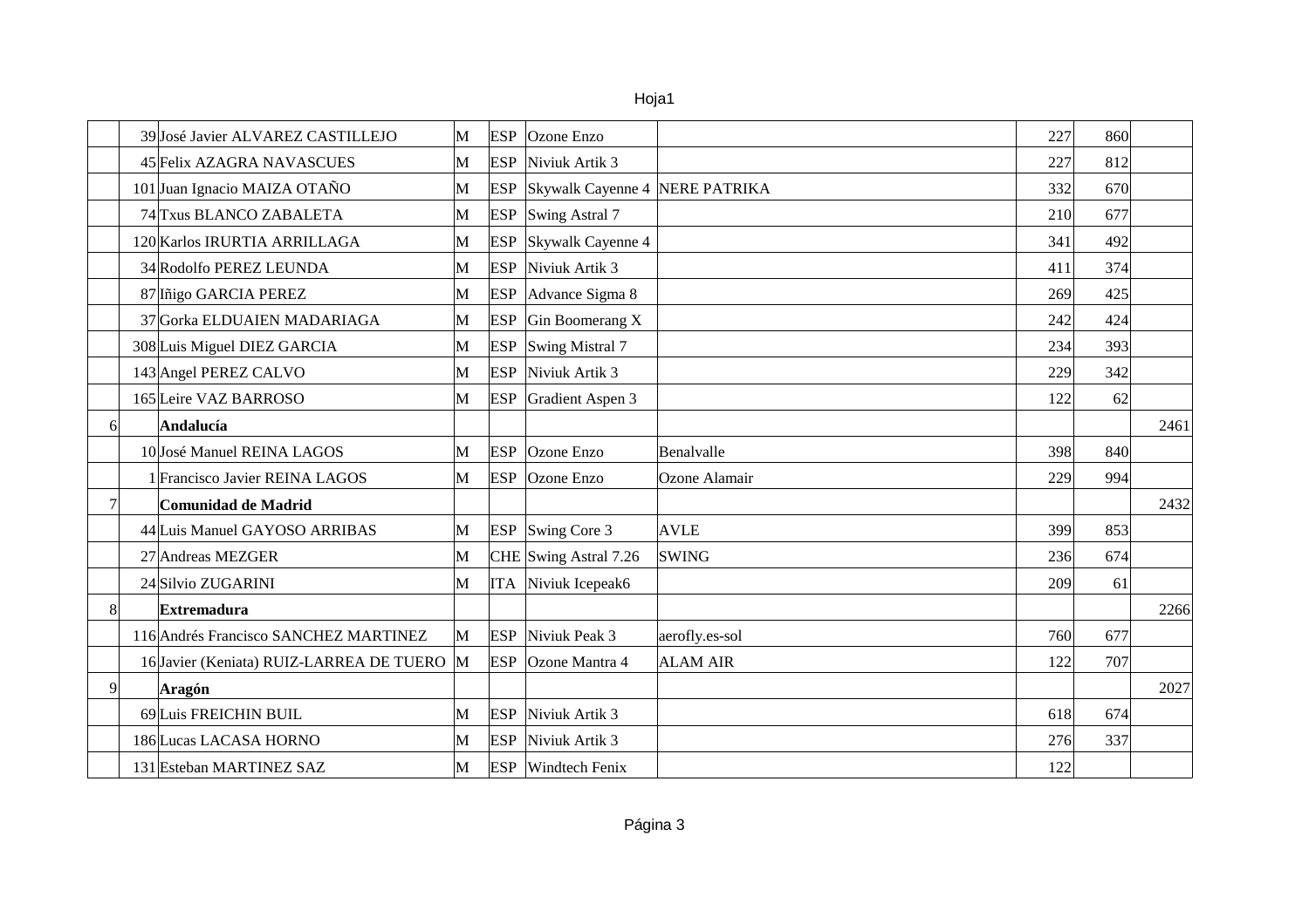| | | | | | | | | | |
|---|---|---|---|---|---|---|---|---|---|
| | 39 | José Javier ALVAREZ CASTILLEJO | M | ESP | Ozone Enzo | | 227 | 860 | |
| | 45 | Felix AZAGRA NAVASCUES | M | ESP | Niviuk Artik 3 | | 227 | 812 | |
| | 101 | Juan Ignacio MAIZA OTAÑO | M | ESP | Skywalk Cayenne 4 | NERE PATRIKA | 332 | 670 | |
| | 74 | Txus BLANCO ZABALETA | M | ESP | Swing Astral 7 | | 210 | 677 | |
| | 120 | Karlos IRURTIA ARRILLAGA | M | ESP | Skywalk Cayenne 4 | | 341 | 492 | |
| | 34 | Rodolfo PEREZ LEUNDA | M | ESP | Niviuk Artik 3 | | 411 | 374 | |
| | 87 | Iñigo GARCIA PEREZ | M | ESP | Advance Sigma 8 | | 269 | 425 | |
| | 37 | Gorka ELDUAIEN MADARIAGA | M | ESP | Gin Boomerang X | | 242 | 424 | |
| | 308 | Luis Miguel DIEZ GARCIA | M | ESP | Swing Mistral 7 | | 234 | 393 | |
| | 143 | Angel PEREZ CALVO | M | ESP | Niviuk Artik 3 | | 229 | 342 | |
| | 165 | Leire VAZ BARROSO | M | ESP | Gradient Aspen 3 | | 122 | 62 | |
| 6 | | **Andalucía** | | | | | | | 2461 |
| | 10 | José Manuel REINA LAGOS | M | ESP | Ozone Enzo | Benalvalle | 398 | 840 | |
| | 1 | Francisco Javier REINA LAGOS | M | ESP | Ozone Enzo | Ozone Alamair | 229 | 994 | |
| 7 | | **Comunidad de Madrid** | | | | | | | 2432 |
| | 44 | Luis Manuel GAYOSO ARRIBAS | M | ESP | Swing Core 3 | AVLE | 399 | 853 | |
| | 27 | Andreas MEZGER | M | CHE | Swing Astral 7.26 | SWING | 236 | 674 | |
| | 24 | Silvio ZUGARINI | M | ITA | Niviuk Icepeak6 | | 209 | 61 | |
| 8 | | **Extremadura** | | | | | | | 2266 |
| | 116 | Andrés Francisco SANCHEZ MARTINEZ | M | ESP | Niviuk Peak 3 | aerofly.es-sol | 760 | 677 | |
| | 16 | Javier (Keniata) RUIZ-LARREA DE TUERO | M | ESP | Ozone Mantra 4 | ALAM AIR | 122 | 707 | |
| 9 | | **Aragón** | | | | | | | 2027 |
| | 69 | Luis FREICHIN BUIL | M | ESP | Niviuk Artik 3 | | 618 | 674 | |
| | 186 | Lucas LACASA HORNO | M | ESP | Niviuk Artik 3 | | 276 | 337 | |
| | 131 | Esteban MARTINEZ SAZ | M | ESP | Windtech Fenix | | 122 | | |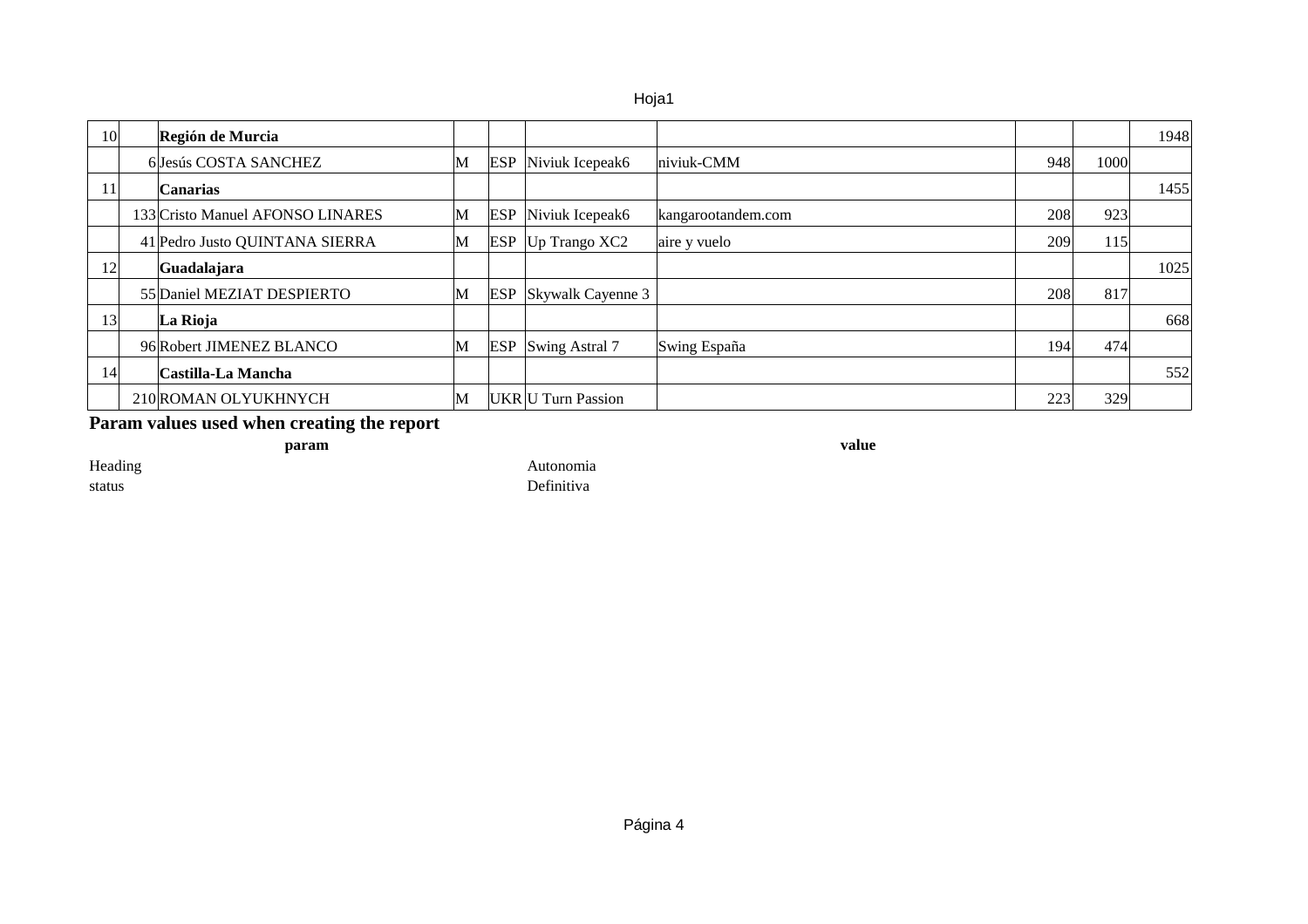| | | | | | | | | | |
|---|---|---|---|---|---|---|---|---|---|
| 10 | | **Región de Murcia** | | | | | | | 1948 |
| | 6 | Jesús COSTA SANCHEZ | M | ESP | Niviuk Icepeak6 | niviuk-CMM | 948 | 1000 | |
| 11 | | **Canarias** | | | | | | | 1455 |
| | 133 | Cristo Manuel AFONSO LINARES | M | ESP | Niviuk Icepeak6 | kangarootandem.com | 208 | 923 | |
| | 41 | Pedro Justo QUINTANA SIERRA | M | ESP | Up Trango XC2 | aire y vuelo | 209 | 115 | |
| 12 | | **Guadalajara** | | | | | | | 1025 |
| | 55 | Daniel MEZIAT DESPIERTO | M | ESP | Skywalk Cayenne 3 | | 208 | 817 | |
| 13 | | **La Rioja** | | | | | | | 668 |
| | 96 | Robert JIMENEZ BLANCO | M | ESP | Swing Astral 7 | Swing España | 194 | 474 | |
| 14 | | **Castilla-La Mancha** | | | | | | | 552 |
| | 210 | ROMAN OLYUKHNYCH | M | UKR | U Turn Passion | | 223 | 329 | |

## Param values used when creating the report

| param | value |
|---|---|
| Heading | Autonomia |
| status | Definitiva |